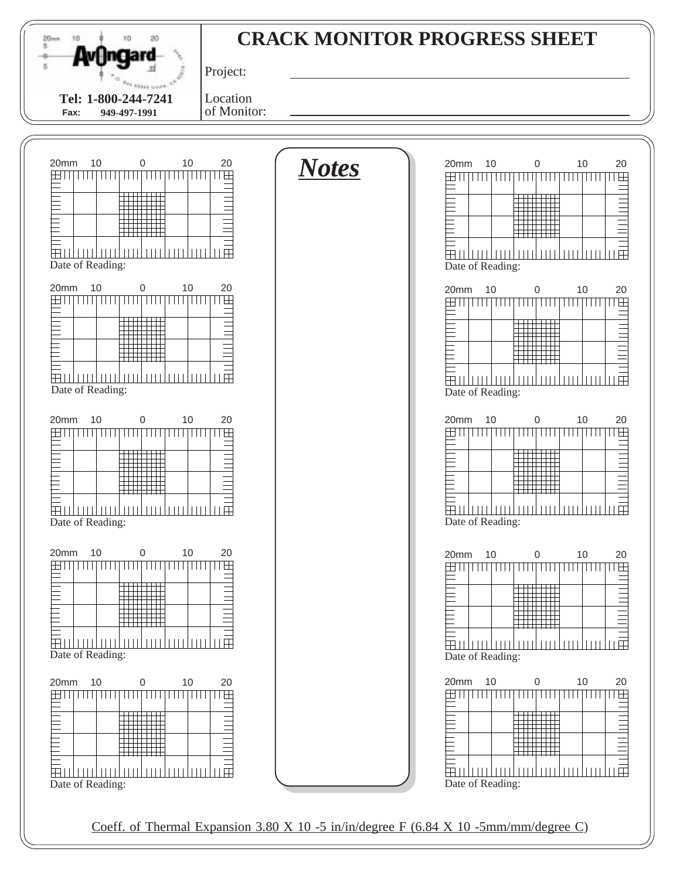AvOngard

Tel: 1-800-244-7241
Fax: 949-497-1991

# CRACK MONITOR PROGRESS SHEET

Project: ______________________________

Location of Monitor: ______________________________

20mm 10 0 10 20

Date of Reading:

20mm 10 0 10 20

Date of Reading:

20mm 10 0 10 20

Date of Reading:

20mm 10 0 10 20

Date of Reading:

20mm 10 0 10 20

Date of Reading:

## ***Notes***

20mm 10 0 10 20

Date of Reading:

20mm 10 0 10 20

Date of Reading:

20mm 10 0 10 20

Date of Reading:

20mm 10 0 10 20

Date of Reading:

20mm 10 0 10 20

Date of Reading:

Coeff. of Thermal Expansion $3.80 \times 10^{-5}$ in/in/degree F ($6.84 \times 10^{-5}$ mm/mm/degree C)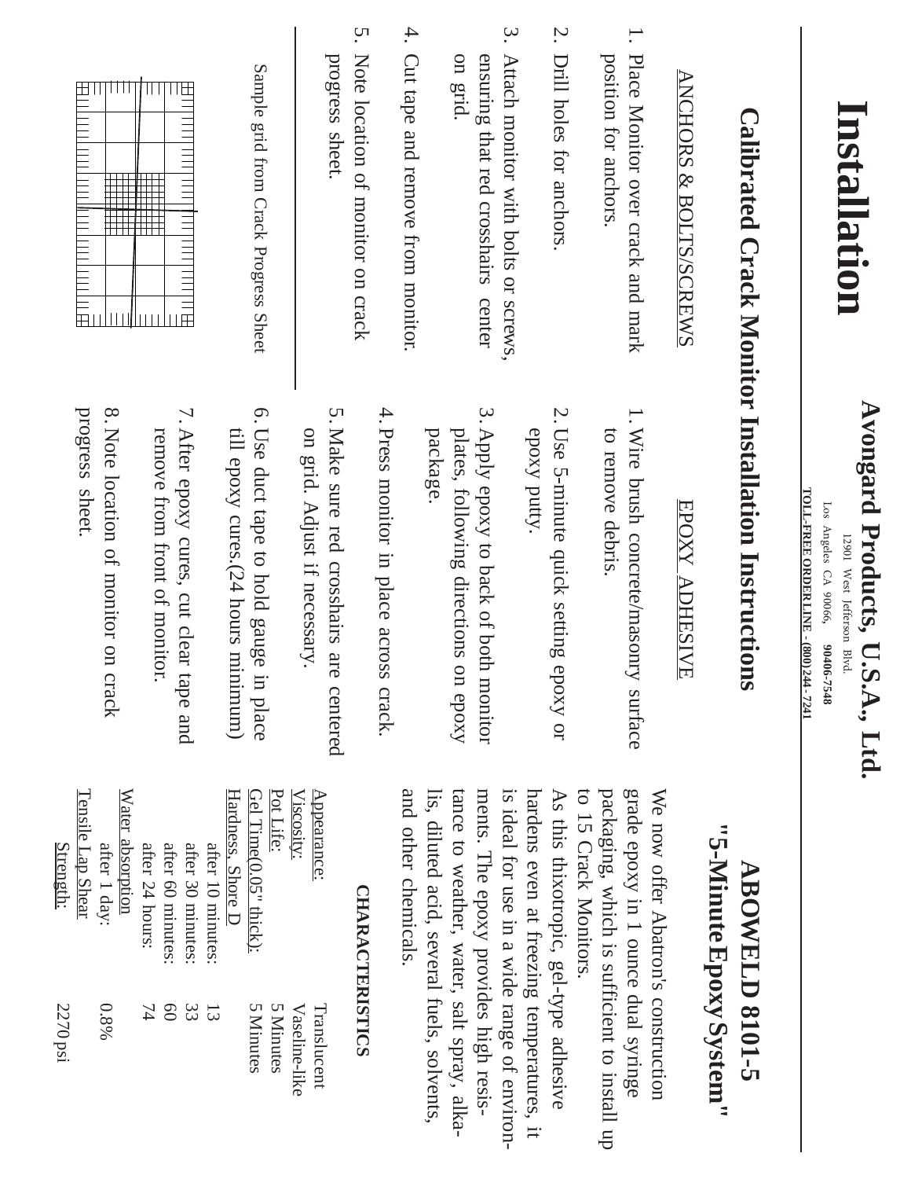# Installation

## Avongard Products, U.S.A., Ltd.

12901 West Jefferson Blvd.
Los Angeles CA 90066, **90406-7548**
**TOLL-FREE ORDERLINE - (800) 244 - 7241**

## Calibrated Crack Monitor Installation Instructions

### ANCHORS & BOLTS/SCREWS

1. Place Monitor over crack and mark position for anchors.
2. Drill holes for anchors.
3. Attach monitor with bolts or screws, ensuring that red crosshairs center on grid.
4. Cut tape and remove from monitor.
5. Note location of monitor on crack progress sheet.

Sample grid from Crack Progress Sheet

### EPOXY ADHESIVE

1. Wire brush concrete/masonry surface to remove debris.
2. Use 5-minute quick setting epoxy or epoxy putty.
3. Apply epoxy to back of both monitor plates, following directions on epoxy package.
4. Press monitor in place across crack.
5. Make sure red crosshairs are centered on grid. Adjust if necessary.
6. Use duct tape to hold gauge in place till epoxy cures.(24 hours minimum)
7. After epoxy cures, cut clear tape and remove from front of monitor.
8. Note location of monitor on crack progress sheet.

## ABOWELD 8101-5 "5-Minute Epoxy System"

We now offer Abatron's construction grade epoxy in 1 ounce dual syringe packaging, which is sufficient to install up to 15 Crack Monitors.

As this thixotropic, gel-type adhesive hardens even at freezing temperatures, it is ideal for use in a wide range of environments. The epoxy provides high resistance to weather, water, salt spray, alkalis, diluted acid, several fuels, solvents, and other chemicals.

### CHARACTERISTICS

| | |
|---|---|
| Appearance: | Translucent |
| Viscosity: | Vaseline-like |
| Pot Life: | 5 Minutes |
| Gel Time(0.05" thick): | 5 Minutes |
| Hardness, Shore D | |
| after 10 minutes: | 13 |
| after 30 minutes: | 33 |
| after 60 minutes: | 60 |
| after 24 hours: | 74 |
| Water absorption | |
| after 1 day: | 0.8% |
| Tensile Lap Shear Strength: | 2270 psi |